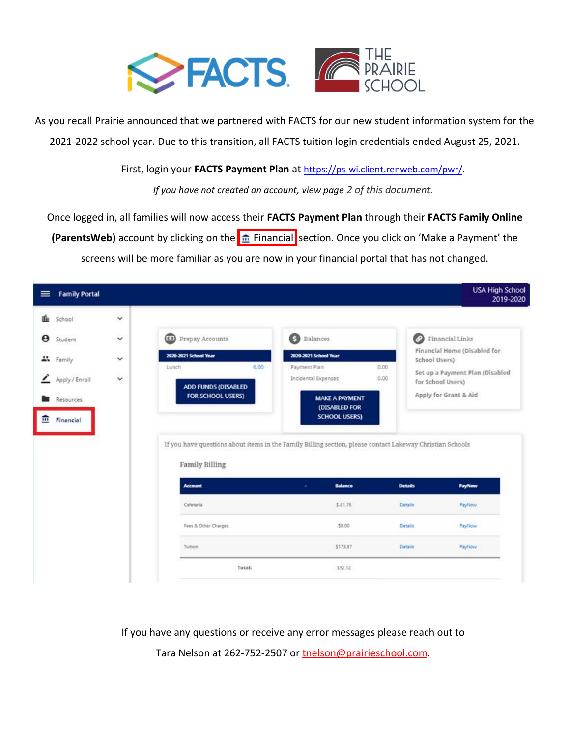As you recall Prairie announced that we partnered with FACTS for our new student information system for the 2021-2022 school year. Due to this transition, all FACTS tuition login credentials ended August 25, 2021.

First, login your **FACTS Payment Plan** at https://ps-wi.client.renweb.com/pwr/.

*If you have not created an account, view page 2 of this document.*

Once logged in, all families will now access their **FACTS Payment Plan** through their **FACTS Family Online (ParentsWeb)** account by clicking on the Financial section. Once you click on 'Make a Payment' the screens will be more familiar as you are now in your financial portal that has not changed.

If you have any questions or receive any error messages please reach out to

Tara Nelson at 262-752-2507 or tnelson@prairieschool.com.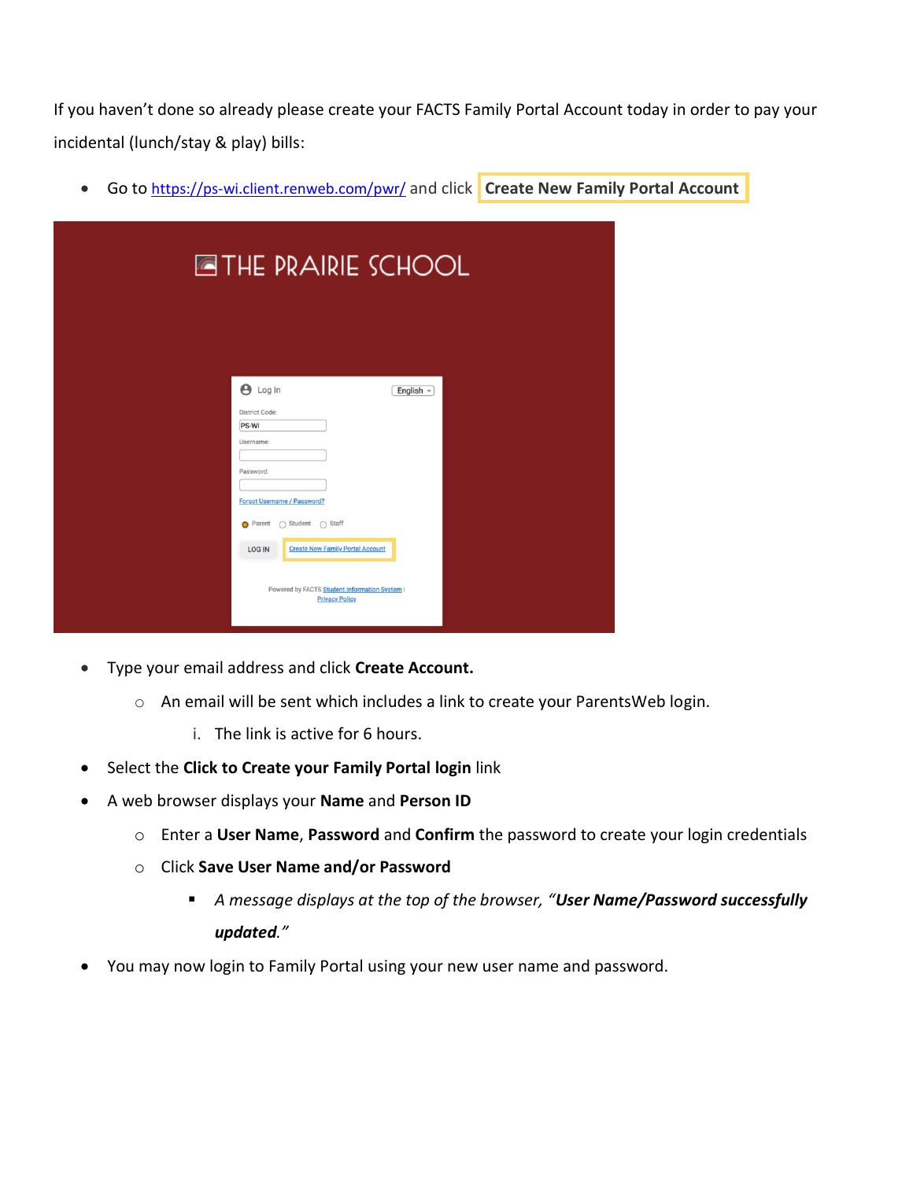If you haven't done so already please create your FACTS Family Portal Account today in order to pay your incidental (lunch/stay & play) bills:

- Go to https://ps-wi.client.renweb.com/pwr/ and click **Create New Family Portal Account**

- Type your email address and click **Create Account.**
  - An email will be sent which includes a link to create your ParentsWeb login.
    1. The link is active for 6 hours.
- Select the **Click to Create your Family Portal login** link
- A web browser displays your **Name** and **Person ID**
  - Enter a **User Name**, **Password** and **Confirm** the password to create your login credentials
  - Click **Save User Name and/or Password**
    - *A message displays at the top of the browser, "**User Name/Password successfully updated**."*
- You may now login to Family Portal using your new user name and password.